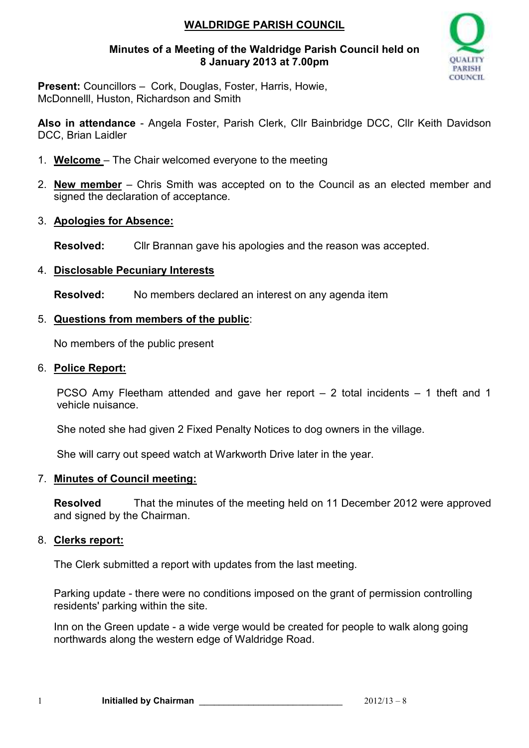# WALDRIDGE PARISH COUNCIL

**Minutes of a Meeting of the Waldridge Parish Council held on 8 January 2013 at 7.00pm**

**Present:** Councillors – Cork, Douglas, Foster, Harris, Howie, McDonnelll, Huston, Richardson and Smith

**Also in attendance** - Angela Foster, Parish Clerk, Cllr Bainbridge DCC, Cllr Keith Davidson DCC, Brian Laidler

1. **Welcome** – The Chair welcomed everyone to the meeting

2. **New member** – Chris Smith was accepted on to the Council as an elected member and signed the declaration of acceptance.

3. **Apologies for Absence:**

   **Resolved:** Cllr Brannan gave his apologies and the reason was accepted.

4. **Disclosable Pecuniary Interests**

   **Resolved:** No members declared an interest on any agenda item

5. **Questions from members of the public**:

   No members of the public present

6. **Police Report:**

   PCSO Amy Fleetham attended and gave her report – 2 total incidents – 1 theft and 1 vehicle nuisance.

   She noted she had given 2 Fixed Penalty Notices to dog owners in the village.

   She will carry out speed watch at Warkworth Drive later in the year.

7. **Minutes of Council meeting:**

   **Resolved** That the minutes of the meeting held on 11 December 2012 were approved and signed by the Chairman.

8. **Clerks report:**

   The Clerk submitted a report with updates from the last meeting.

   Parking update - there were no conditions imposed on the grant of permission controlling residents' parking within the site.

   Inn on the Green update - a wide verge would be created for people to walk along going northwards along the western edge of Waldridge Road.

**Initialled by Chairman** ____________________________ 2012/13 – 8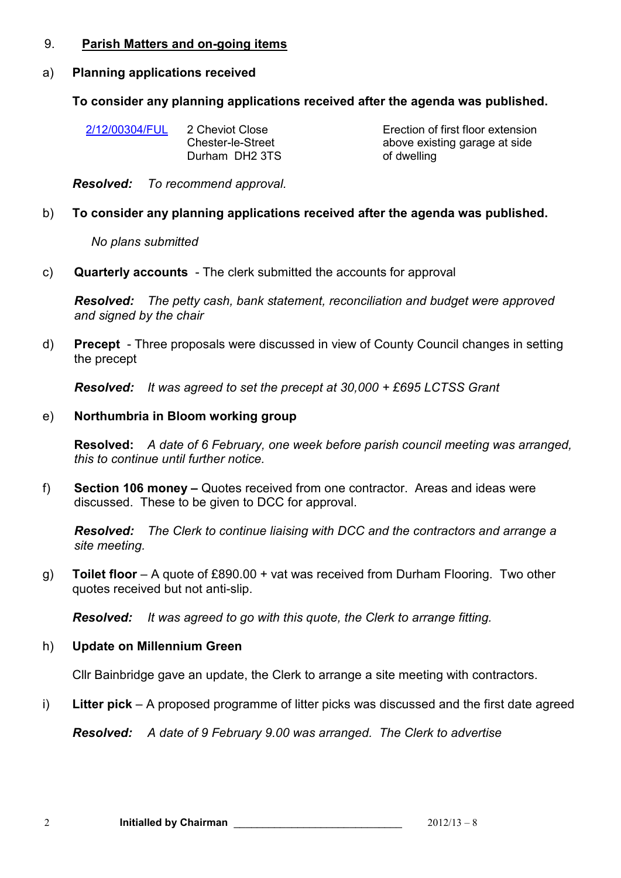## 9. Parish Matters and on-going items

### a) Planning applications received

**To consider any planning applications received after the agenda was published.**

| | | |
|---|---|---|
| 2/12/00304/FUL | 2 Cheviot Close<br>Chester-le-Street<br>Durham DH2 3TS | Erection of first floor extension above existing garage at side of dwelling |

***Resolved:*** *To recommend approval.*

### b) To consider any planning applications received after the agenda was published.

*No plans submitted*

### c) **Quarterly accounts** - The clerk submitted the accounts for approval

***Resolved:*** *The petty cash, bank statement, reconciliation and budget were approved and signed by the chair*

### d) **Precept** - Three proposals were discussed in view of County Council changes in setting the precept

***Resolved:*** *It was agreed to set the precept at 30,000 + £695 LCTSS Grant*

### e) Northumbria in Bloom working group

**Resolved:** *A date of 6 February, one week before parish council meeting was arranged, this to continue until further notice.*

### f) **Section 106 money –** Quotes received from one contractor. Areas and ideas were discussed. These to be given to DCC for approval.

***Resolved:*** *The Clerk to continue liaising with DCC and the contractors and arrange a site meeting.*

### g) **Toilet floor** – A quote of £890.00 + vat was received from Durham Flooring. Two other quotes received but not anti-slip.

***Resolved:*** *It was agreed to go with this quote, the Clerk to arrange fitting.*

### h) Update on Millennium Green

Cllr Bainbridge gave an update, the Clerk to arrange a site meeting with contractors.

### i) **Litter pick** – A proposed programme of litter picks was discussed and the first date agreed

***Resolved:*** *A date of 9 February 9.00 was arranged. The Clerk to advertise*

**Initialled by Chairman** ____________________________

2012/13 – 8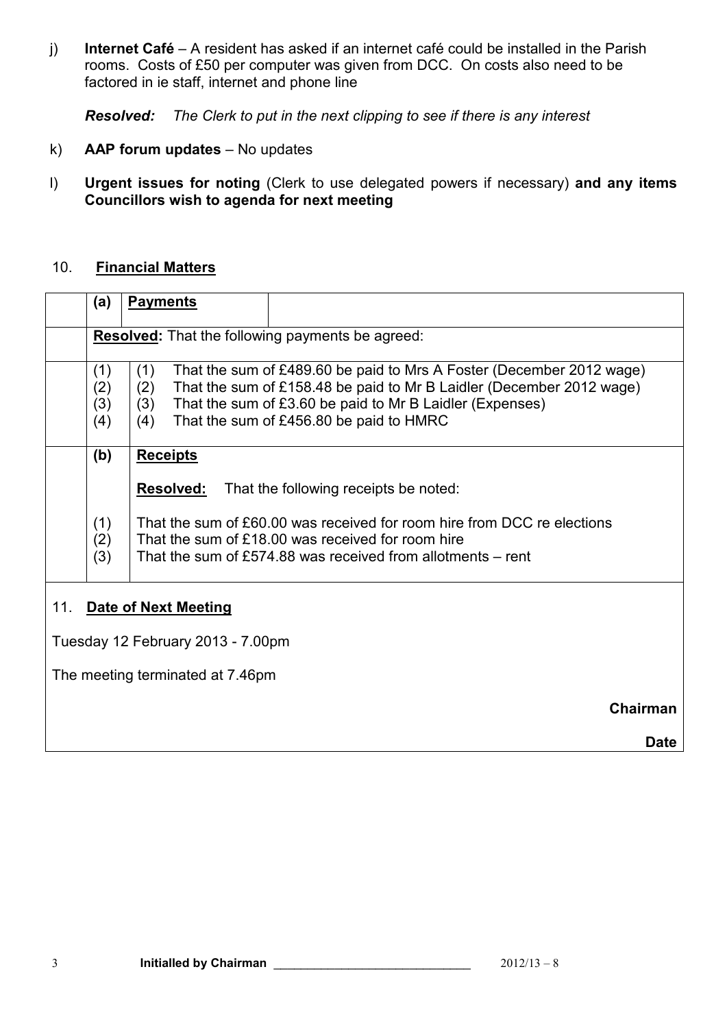j) **Internet Café** – A resident has asked if an internet café could be installed in the Parish rooms. Costs of £50 per computer was given from DCC. On costs also need to be factored in ie staff, internet and phone line

***Resolved:*** *The Clerk to put in the next clipping to see if there is any interest*

k) **AAP forum updates** – No updates

l) **Urgent issues for noting** (Clerk to use delegated powers if necessary) **and any items Councillors wish to agenda for next meeting**

## 10. Financial Matters

| | | |
|---|---|---|
| **(a)** | **Payments** | |
| **Resolved:** That the following payments be agreed: | | |
| (1)<br>(2)<br>(3)<br>(4) | (1) That the sum of £489.60 be paid to Mrs A Foster (December 2012 wage)<br>(2) That the sum of £158.48 be paid to Mr B Laidler (December 2012 wage)<br>(3) That the sum of £3.60 be paid to Mr B Laidler (Expenses)<br>(4) That the sum of £456.80 be paid to HMRC | |
| **(b)** | **Receipts** | |
| | **Resolved:** That the following receipts be noted: | |
| (1)<br>(2)<br>(3) | That the sum of £60.00 was received for room hire from DCC re elections<br>That the sum of £18.00 was received for room hire<br>That the sum of £574.88 was received from allotments – rent | |

## 11. Date of Next Meeting

Tuesday 12 February 2013 - 7.00pm

The meeting terminated at 7.46pm

**Chairman**

**Date**

**Initialled by Chairman** ____________________________ 2012/13 – 8